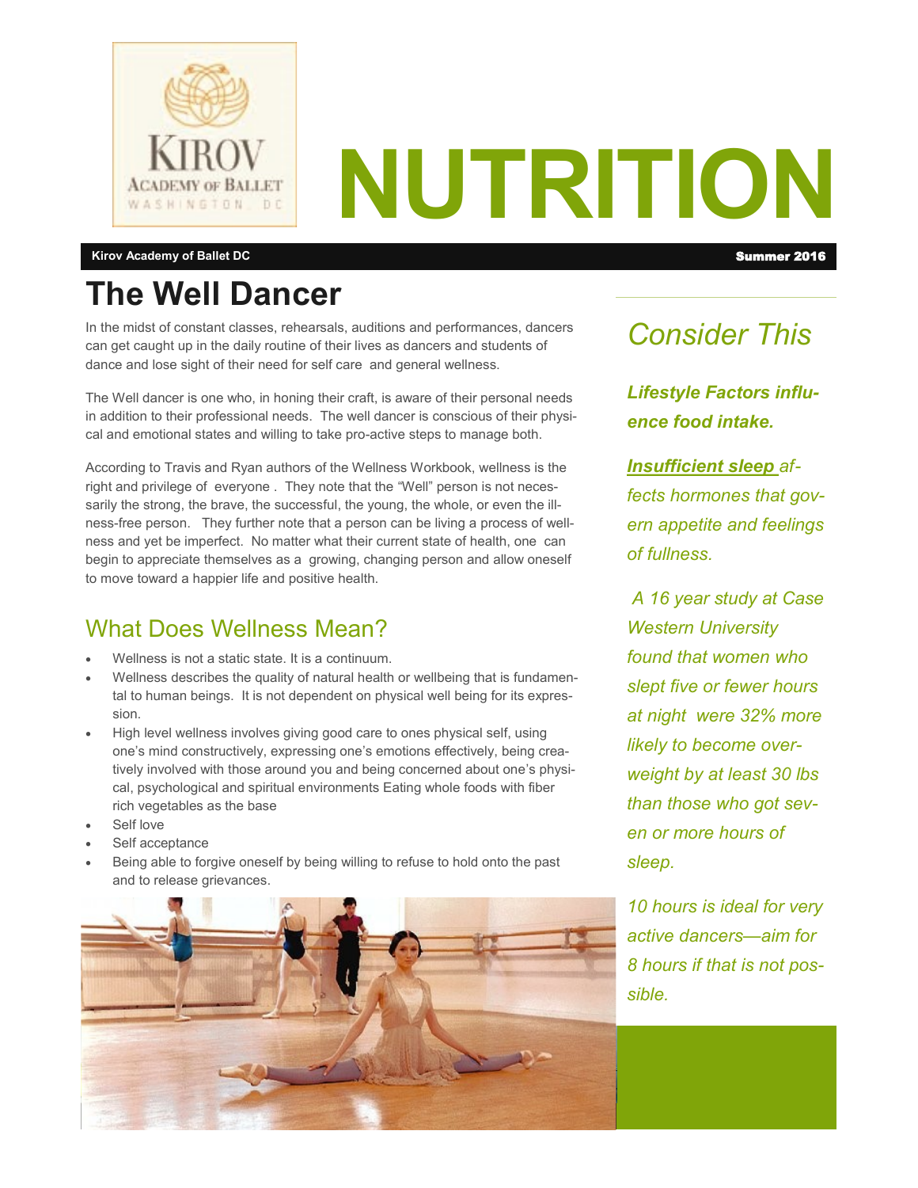# NUTRITION

**Kirov Academy of Ballet DC** **Summer 2016**

## The Well Dancer

In the midst of constant classes, rehearsals, auditions and performances, dancers can get caught up in the daily routine of their lives as dancers and students of dance and lose sight of their need for self care and general wellness.

The Well dancer is one who, in honing their craft, is aware of their personal needs in addition to their professional needs. The well dancer is conscious of their physical and emotional states and willing to take pro-active steps to manage both.

According to Travis and Ryan authors of the Wellness Workbook, wellness is the right and privilege of everyone . They note that the "Well" person is not necessarily the strong, the brave, the successful, the young, the whole, or even the illness-free person. They further note that a person can be living a process of wellness and yet be imperfect. No matter what their current state of health, one can begin to appreciate themselves as a growing, changing person and allow oneself to move toward a happier life and positive health.

### What Does Wellness Mean?

- Wellness is not a static state. It is a continuum.
- Wellness describes the quality of natural health or wellbeing that is fundamental to human beings. It is not dependent on physical well being for its expression.
- High level wellness involves giving good care to ones physical self, using one's mind constructively, expressing one's emotions effectively, being creatively involved with those around you and being concerned about one's physical, psychological and spiritual environments Eating whole foods with fiber rich vegetables as the base
- Self love
- Self acceptance
- Being able to forgive oneself by being willing to refuse to hold onto the past and to release grievances.

## *Consider This*

***Lifestyle Factors influence food intake.***

***Insufficient sleep*** *affects hormones that govern appetite and feelings of fullness.*

*A 16 year study at Case Western University found that women who slept five or fewer hours at night were 32% more likely to become overweight by at least 30 lbs than those who got seven or more hours of sleep.*

*10 hours is ideal for very active dancers—aim for 8 hours if that is not possible.*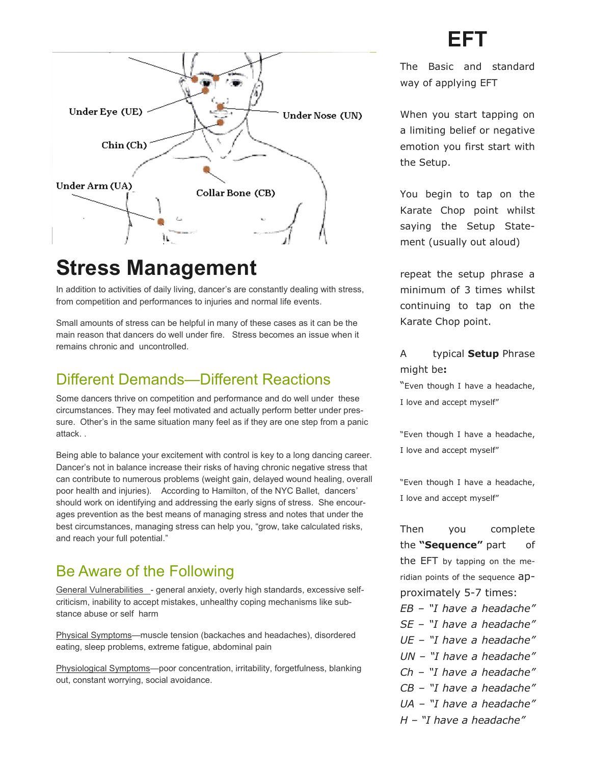Under Eye (UE)

Under Nose (UN)

Chin (Ch)

Under Arm (UA)

Collar Bone (CB)

# Stress Management

In addition to activities of daily living, dancer's are constantly dealing with stress, from competition and performances to injuries and normal life events.

Small amounts of stress can be helpful in many of these cases as it can be the main reason that dancers do well under fire. Stress becomes an issue when it remains chronic and uncontrolled.

## Different Demands—Different Reactions

Some dancers thrive on competition and performance and do well under these circumstances. They may feel motivated and actually perform better under pressure. Other's in the same situation many feel as if they are one step from a panic attack. .

Being able to balance your excitement with control is key to a long dancing career. Dancer's not in balance increase their risks of having chronic negative stress that can contribute to numerous problems (weight gain, delayed wound healing, overall poor health and injuries). According to Hamilton, of the NYC Ballet, dancers' should work on identifying and addressing the early signs of stress. She encourages prevention as the best means of managing stress and notes that under the best circumstances, managing stress can help you, "grow, take calculated risks, and reach your full potential."

## Be Aware of the Following

General Vulnerabilities - general anxiety, overly high standards, excessive self-criticism, inability to accept mistakes, unhealthy coping mechanisms like substance abuse or self harm

Physical Symptoms—muscle tension (backaches and headaches), disordered eating, sleep problems, extreme fatigue, abdominal pain

Physiological Symptoms—poor concentration, irritability, forgetfulness, blanking out, constant worrying, social avoidance.

# EFT

The Basic and standard way of applying EFT

When you start tapping on a limiting belief or negative emotion you first start with the Setup.

You begin to tap on the Karate Chop point whilst saying the Setup Statement (usually out aloud)

repeat the setup phrase a minimum of 3 times whilst continuing to tap on the Karate Chop point.

A typical **Setup** Phrase might be**:**

"Even though I have a headache, I love and accept myself"

"Even though I have a headache, I love and accept myself"

"Even though I have a headache, I love and accept myself"

Then you complete the **"Sequence"** part of the EFT by tapping on the meridian points of the sequence approximately 5-7 times:

*EB – "I have a headache"*
*SE – "I have a headache"*
*UE – "I have a headache"*
*UN – "I have a headache"*
*Ch – "I have a headache"*
*CB – "I have a headache"*
*UA – "I have a headache"*
*H – "I have a headache"*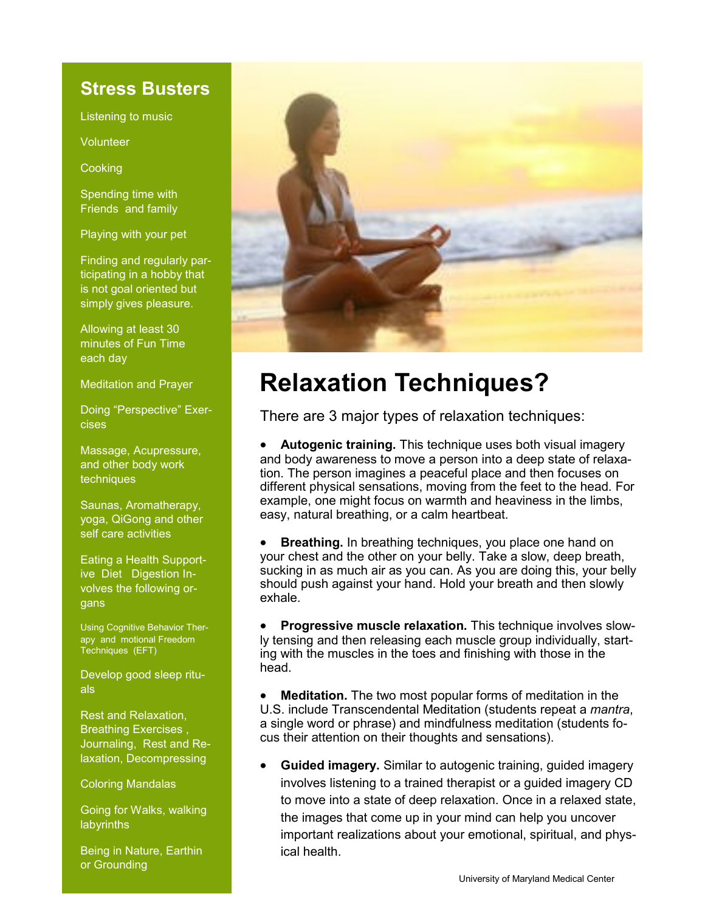## Stress Busters

Listening to music

Volunteer

Cooking

Spending time with Friends and family

Playing with your pet

Finding and regularly participating in a hobby that is not goal oriented but simply gives pleasure.

Allowing at least 30 minutes of Fun Time each day

Meditation and Prayer

Doing "Perspective" Exercises

Massage, Acupressure, and other body work techniques

Saunas, Aromatherapy, yoga, QiGong and other self care activities

Eating a Health Supportive Diet Digestion Involves the following organs

Using Cognitive Behavior Therapy and motional Freedom Techniques (EFT)

Develop good sleep rituals

Rest and Relaxation, Breathing Exercises , Journaling, Rest and Relaxation, Decompressing

Coloring Mandalas

Going for Walks, walking labyrinths

Being in Nature, Earthin or Grounding

# Relaxation Techniques?

There are 3 major types of relaxation techniques:

- **Autogenic training.** This technique uses both visual imagery and body awareness to move a person into a deep state of relaxation. The person imagines a peaceful place and then focuses on different physical sensations, moving from the feet to the head. For example, one might focus on warmth and heaviness in the limbs, easy, natural breathing, or a calm heartbeat.
- **Breathing.** In breathing techniques, you place one hand on your chest and the other on your belly. Take a slow, deep breath, sucking in as much air as you can. As you are doing this, your belly should push against your hand. Hold your breath and then slowly exhale.
- **Progressive muscle relaxation.** This technique involves slowly tensing and then releasing each muscle group individually, starting with the muscles in the toes and finishing with those in the head.
- **Meditation.** The two most popular forms of meditation in the U.S. include Transcendental Meditation (students repeat a *mantra*, a single word or phrase) and mindfulness meditation (students focus their attention on their thoughts and sensations).
- **Guided imagery.** Similar to autogenic training, guided imagery involves listening to a trained therapist or a guided imagery CD to move into a state of deep relaxation. Once in a relaxed state, the images that come up in your mind can help you uncover important realizations about your emotional, spiritual, and physical health.

University of Maryland Medical Center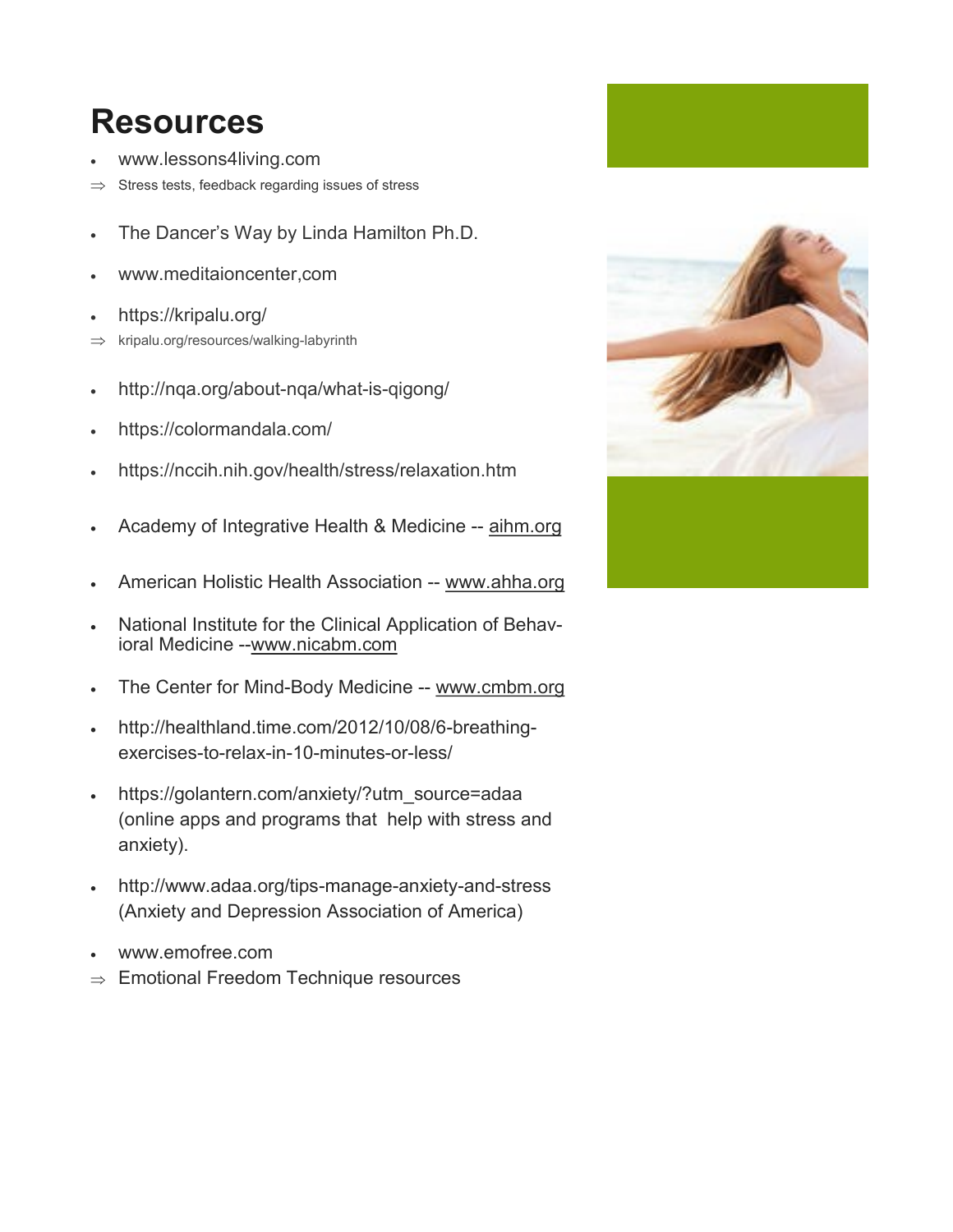# Resources

- www.lessons4living.com
  - ⇒ Stress tests, feedback regarding issues of stress
- The Dancer's Way by Linda Hamilton Ph.D.
- www.meditaioncenter,com
- https://kripalu.org/
  - ⇒ kripalu.org/resources/walking-labyrinth
- http://nqa.org/about-nqa/what-is-qigong/
- https://colormandala.com/
- https://nccih.nih.gov/health/stress/relaxation.htm
- Academy of Integrative Health & Medicine -- aihm.org
- American Holistic Health Association -- www.ahha.org
- National Institute for the Clinical Application of Behavioral Medicine --www.nicabm.com
- The Center for Mind-Body Medicine -- www.cmbm.org
- http://healthland.time.com/2012/10/08/6-breathing-exercises-to-relax-in-10-minutes-or-less/
- https://golantern.com/anxiety/?utm_source=adaa (online apps and programs that help with stress and anxiety).
- http://www.adaa.org/tips-manage-anxiety-and-stress (Anxiety and Depression Association of America)
- www.emofree.com
  - ⇒ Emotional Freedom Technique resources